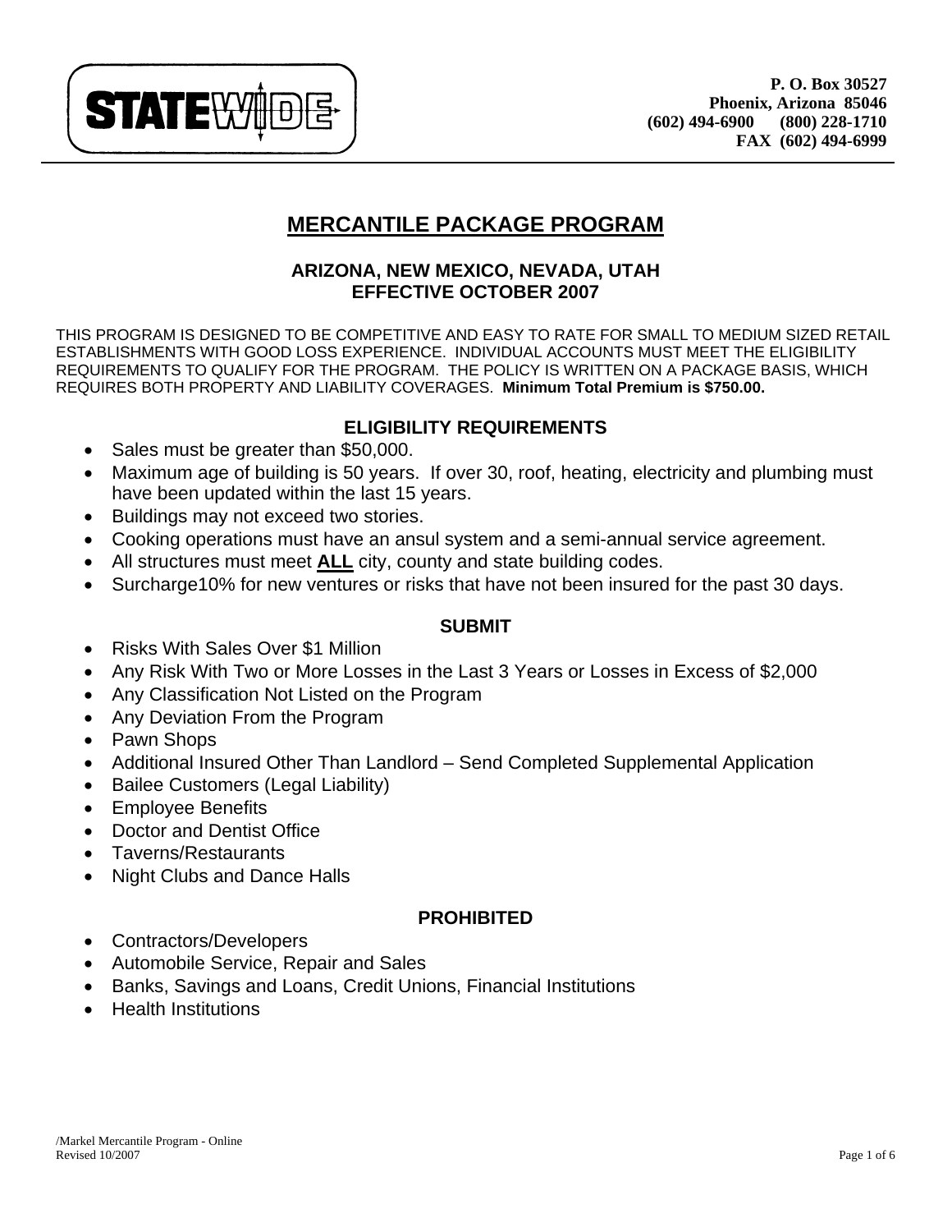STATEWIDE

**P. O. Box 30527**
**Phoenix, Arizona 85046**
**(602) 494-6900 (800) 228-1710**
**FAX (602) 494-6999**

# MERCANTILE PACKAGE PROGRAM

## ARIZONA, NEW MEXICO, NEVADA, UTAH
## EFFECTIVE OCTOBER 2007

THIS PROGRAM IS DESIGNED TO BE COMPETITIVE AND EASY TO RATE FOR SMALL TO MEDIUM SIZED RETAIL ESTABLISHMENTS WITH GOOD LOSS EXPERIENCE. INDIVIDUAL ACCOUNTS MUST MEET THE ELIGIBILITY REQUIREMENTS TO QUALIFY FOR THE PROGRAM. THE POLICY IS WRITTEN ON A PACKAGE BASIS, WHICH REQUIRES BOTH PROPERTY AND LIABILITY COVERAGES. **Minimum Total Premium is $750.00.**

### ELIGIBILITY REQUIREMENTS

- Sales must be greater than $50,000.
- Maximum age of building is 50 years. If over 30, roof, heating, electricity and plumbing must have been updated within the last 15 years.
- Buildings may not exceed two stories.
- Cooking operations must have an ansul system and a semi-annual service agreement.
- All structures must meet **ALL** city, county and state building codes.
- Surcharge10% for new ventures or risks that have not been insured for the past 30 days.

### SUBMIT

- Risks With Sales Over $1 Million
- Any Risk With Two or More Losses in the Last 3 Years or Losses in Excess of $2,000
- Any Classification Not Listed on the Program
- Any Deviation From the Program
- Pawn Shops
- Additional Insured Other Than Landlord – Send Completed Supplemental Application
- Bailee Customers (Legal Liability)
- Employee Benefits
- Doctor and Dentist Office
- Taverns/Restaurants
- Night Clubs and Dance Halls

### PROHIBITED

- Contractors/Developers
- Automobile Service, Repair and Sales
- Banks, Savings and Loans, Credit Unions, Financial Institutions
- Health Institutions

/Markel Mercantile Program - Online
Revised 10/2007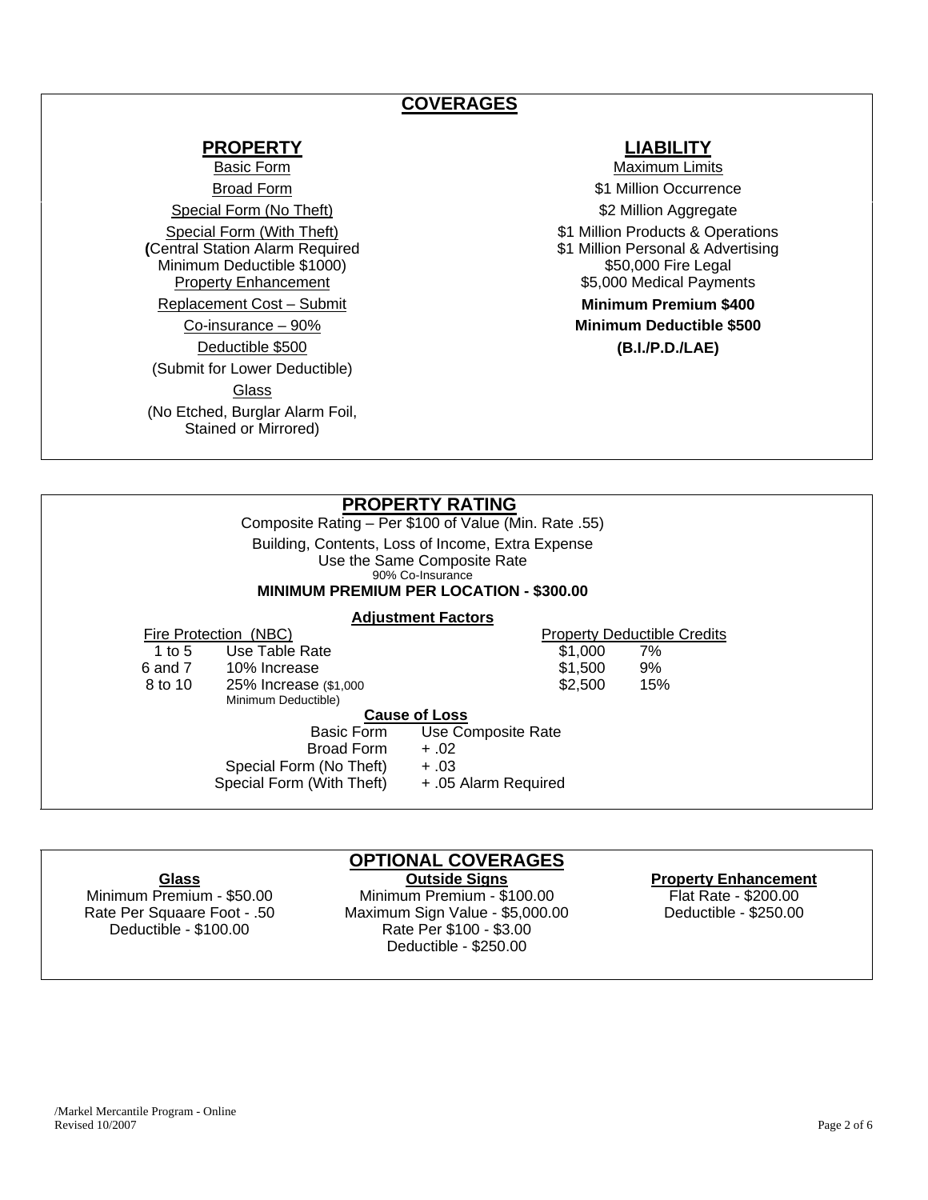## COVERAGES

### PROPERTY

Basic Form

Broad Form

Special Form (No Theft)

Special Form (With Theft)
(Central Station Alarm Required
Minimum Deductible $1000)

Property Enhancement

Replacement Cost – Submit

Co-insurance – 90%

Deductible $500

(Submit for Lower Deductible)

Glass

(No Etched, Burglar Alarm Foil, Stained or Mirrored)

### LIABILITY

Maximum Limits

$1 Million Occurrence

$2 Million Aggregate

$1 Million Products & Operations

$1 Million Personal & Advertising

$50,000 Fire Legal

$5,000 Medical Payments

**Minimum Premium $400**

**Minimum Deductible $500**

**(B.I./P.D./LAE)**

## PROPERTY RATING

Composite Rating – Per $100 of Value (Min. Rate .55)

Building, Contents, Loss of Income, Extra Expense
Use the Same Composite Rate
90% Co-Insurance

**MINIMUM PREMIUM PER LOCATION - $300.00**

### Adjustment Factors

**Fire Protection (NBC)**

| | |
|---|---|
| 1 to 5 | Use Table Rate |
| 6 and 7 | 10% Increase |
| 8 to 10 | 25% Increase ($1,000 Minimum Deductible) |

**Property Deductible Credits**

| | |
|---|---|
| $1,000 | 7% |
| $1,500 | 9% |
| $2,500 | 15% |

**Cause of Loss**

| | |
|---|---|
| Basic Form | Use Composite Rate |
| Broad Form | + .02 |
| Special Form (No Theft) | + .03 |
| Special Form (With Theft) | + .05 Alarm Required |

## OPTIONAL COVERAGES

**Glass**

Minimum Premium - $50.00
Rate Per Squaare Foot - .50
Deductible - $100.00

**Outside Signs**

Minimum Premium - $100.00
Maximum Sign Value - $5,000.00
Rate Per $100 - $3.00
Deductible - $250.00

**Property Enhancement**

Flat Rate - $200.00
Deductible - $250.00

/Markel Mercantile Program - Online
Revised 10/2007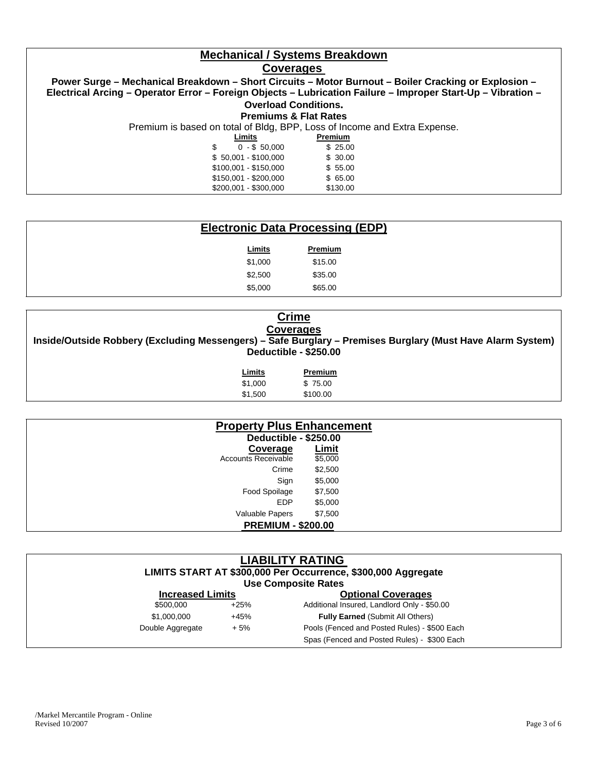## Mechanical / Systems Breakdown

### Coverages

**Power Surge – Mechanical Breakdown – Short Circuits – Motor Burnout – Boiler Cracking or Explosion – Electrical Arcing – Operator Error – Foreign Objects – Lubrication Failure – Improper Start-Up – Vibration – Overload Conditions.**

**Premiums & Flat Rates**

Premium is based on total of Bldg, BPP, Loss of Income and Extra Expense.

| Limits | Premium |
|---|---|
| $ 0 - $ 50,000 | $ 25.00 |
| $ 50,001 - $100,000 | $ 30.00 |
| $100,001 - $150,000 | $ 55.00 |
| $150,001 - $200,000 | $ 65.00 |
| $200,001 - $300,000 | $130.00 |

## Electronic Data Processing (EDP)

| Limits | Premium |
|---|---|
| $1,000 | $15.00 |
| $2,500 | $35.00 |
| $5,000 | $65.00 |

## Crime

### Coverages

**Inside/Outside Robbery (Excluding Messengers) – Safe Burglary – Premises Burglary (Must Have Alarm System)**

**Deductible - $250.00**

| Limits | Premium |
|---|---|
| $1,000 | $ 75.00 |
| $1,500 | $100.00 |

## Property Plus Enhancement

**Deductible - $250.00**

| Coverage | Limit |
|---|---|
| Accounts Receivable | $5,000 |
| Crime | $2,500 |
| Sign | $5,000 |
| Food Spoilage | $7,500 |
| EDP | $5,000 |
| Valuable Papers | $7,500 |

**PREMIUM - $200.00**

## LIABILITY RATING

**LIMITS START AT $300,000 Per Occurrence, $300,000 Aggregate**

**Use Composite Rates**

| Increased Limits | | Optional Coverages |
|---|---|---|
| $500,000 | +25% | Additional Insured, Landlord Only - $50.00 |
| $1,000,000 | +45% | **Fully Earned** (Submit All Others) |
| Double Aggregate | + 5% | Pools (Fenced and Posted Rules) - $500 Each |
| | | Spas (Fenced and Posted Rules) - $300 Each |

/Markel Mercantile Program - Online
Revised 10/2007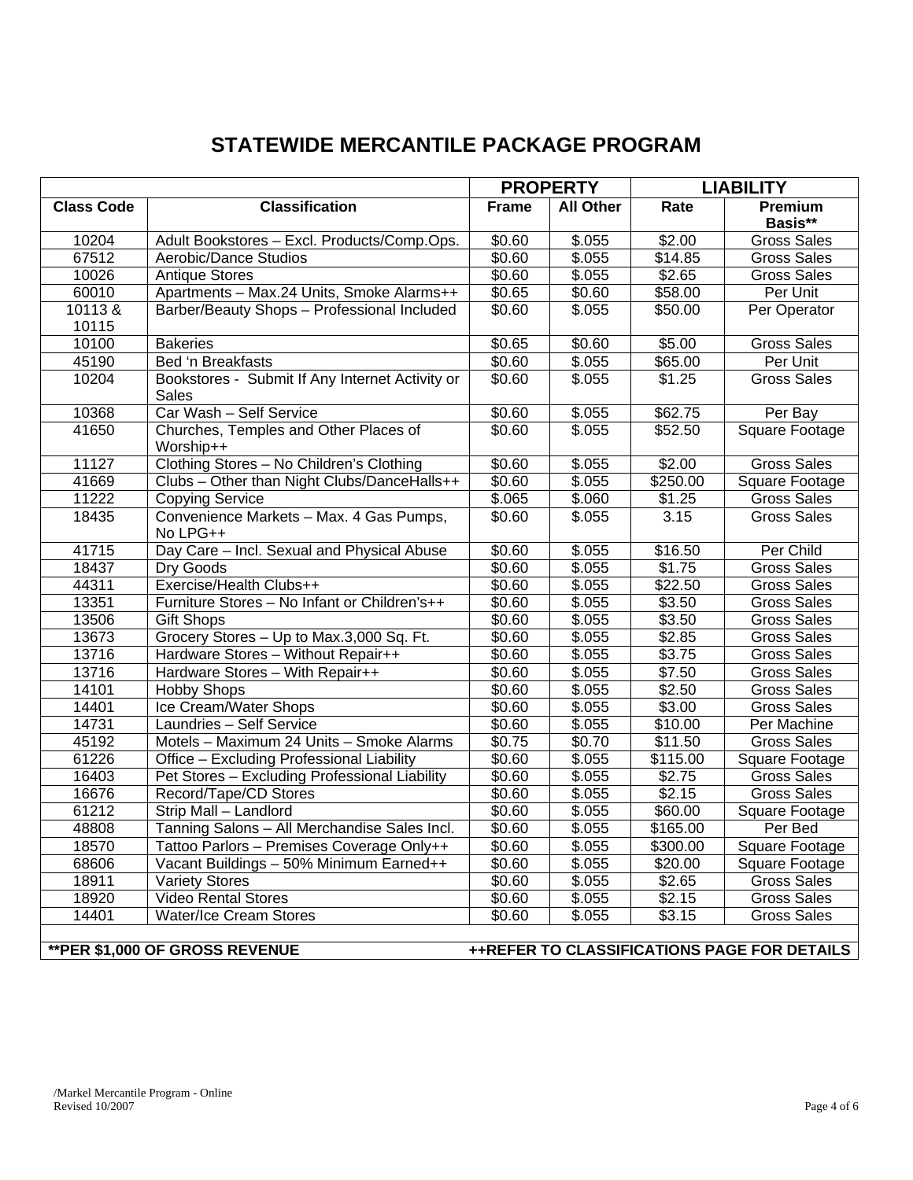# STATEWIDE MERCANTILE PACKAGE PROGRAM

| | | PROPERTY | | LIABILITY | |
|---|---|---|---|---|---|
| **Class Code** | **Classification** | **Frame** | **All Other** | **Rate** | **Premium Basis**** |
| 10204 | Adult Bookstores – Excl. Products/Comp.Ops. | $0.60 | $.055 | $2.00 | Gross Sales |
| 67512 | Aerobic/Dance Studios | $0.60 | $.055 | $14.85 | Gross Sales |
| 10026 | Antique Stores | $0.60 | $.055 | $2.65 | Gross Sales |
| 60010 | Apartments – Max.24 Units, Smoke Alarms++ | $0.65 | $0.60 | $58.00 | Per Unit |
| 10113 & 10115 | Barber/Beauty Shops – Professional Included | $0.60 | $.055 | $50.00 | Per Operator |
| 10100 | Bakeries | $0.65 | $0.60 | $5.00 | Gross Sales |
| 45190 | Bed 'n Breakfasts | $0.60 | $.055 | $65.00 | Per Unit |
| 10204 | Bookstores - Submit If Any Internet Activity or Sales | $0.60 | $.055 | $1.25 | Gross Sales |
| 10368 | Car Wash – Self Service | $0.60 | $.055 | $62.75 | Per Bay |
| 41650 | Churches, Temples and Other Places of Worship++ | $0.60 | $.055 | $52.50 | Square Footage |
| 11127 | Clothing Stores – No Children's Clothing | $0.60 | $.055 | $2.00 | Gross Sales |
| 41669 | Clubs – Other than Night Clubs/DanceHalls++ | $0.60 | $.055 | $250.00 | Square Footage |
| 11222 | Copying Service | $.065 | $.060 | $1.25 | Gross Sales |
| 18435 | Convenience Markets – Max. 4 Gas Pumps, No LPG++ | $0.60 | $.055 | 3.15 | Gross Sales |
| 41715 | Day Care – Incl. Sexual and Physical Abuse | $0.60 | $.055 | $16.50 | Per Child |
| 18437 | Dry Goods | $0.60 | $.055 | $1.75 | Gross Sales |
| 44311 | Exercise/Health Clubs++ | $0.60 | $.055 | $22.50 | Gross Sales |
| 13351 | Furniture Stores – No Infant or Children's++ | $0.60 | $.055 | $3.50 | Gross Sales |
| 13506 | Gift Shops | $0.60 | $.055 | $3.50 | Gross Sales |
| 13673 | Grocery Stores – Up to Max.3,000 Sq. Ft. | $0.60 | $.055 | $2.85 | Gross Sales |
| 13716 | Hardware Stores – Without Repair++ | $0.60 | $.055 | $3.75 | Gross Sales |
| 13716 | Hardware Stores – With Repair++ | $0.60 | $.055 | $7.50 | Gross Sales |
| 14101 | Hobby Shops | $0.60 | $.055 | $2.50 | Gross Sales |
| 14401 | Ice Cream/Water Shops | $0.60 | $.055 | $3.00 | Gross Sales |
| 14731 | Laundries – Self Service | $0.60 | $.055 | $10.00 | Per Machine |
| 45192 | Motels – Maximum 24 Units – Smoke Alarms | $0.75 | $0.70 | $11.50 | Gross Sales |
| 61226 | Office – Excluding Professional Liability | $0.60 | $.055 | $115.00 | Square Footage |
| 16403 | Pet Stores – Excluding Professional Liability | $0.60 | $.055 | $2.75 | Gross Sales |
| 16676 | Record/Tape/CD Stores | $0.60 | $.055 | $2.15 | Gross Sales |
| 61212 | Strip Mall – Landlord | $0.60 | $.055 | $60.00 | Square Footage |
| 48808 | Tanning Salons – All Merchandise Sales Incl. | $0.60 | $.055 | $165.00 | Per Bed |
| 18570 | Tattoo Parlors – Premises Coverage Only++ | $0.60 | $.055 | $300.00 | Square Footage |
| 68606 | Vacant Buildings – 50% Minimum Earned++ | $0.60 | $.055 | $20.00 | Square Footage |
| 18911 | Variety Stores | $0.60 | $.055 | $2.65 | Gross Sales |
| 18920 | Video Rental Stores | $0.60 | $.055 | $2.15 | Gross Sales |
| 14401 | Water/Ice Cream Stores | $0.60 | $.055 | $3.15 | Gross Sales |

**\*\*PER $1,000 OF GROSS REVENUE** **++REFER TO CLASSIFICATIONS PAGE FOR DETAILS**

/Markel Mercantile Program - Online
Revised 10/2007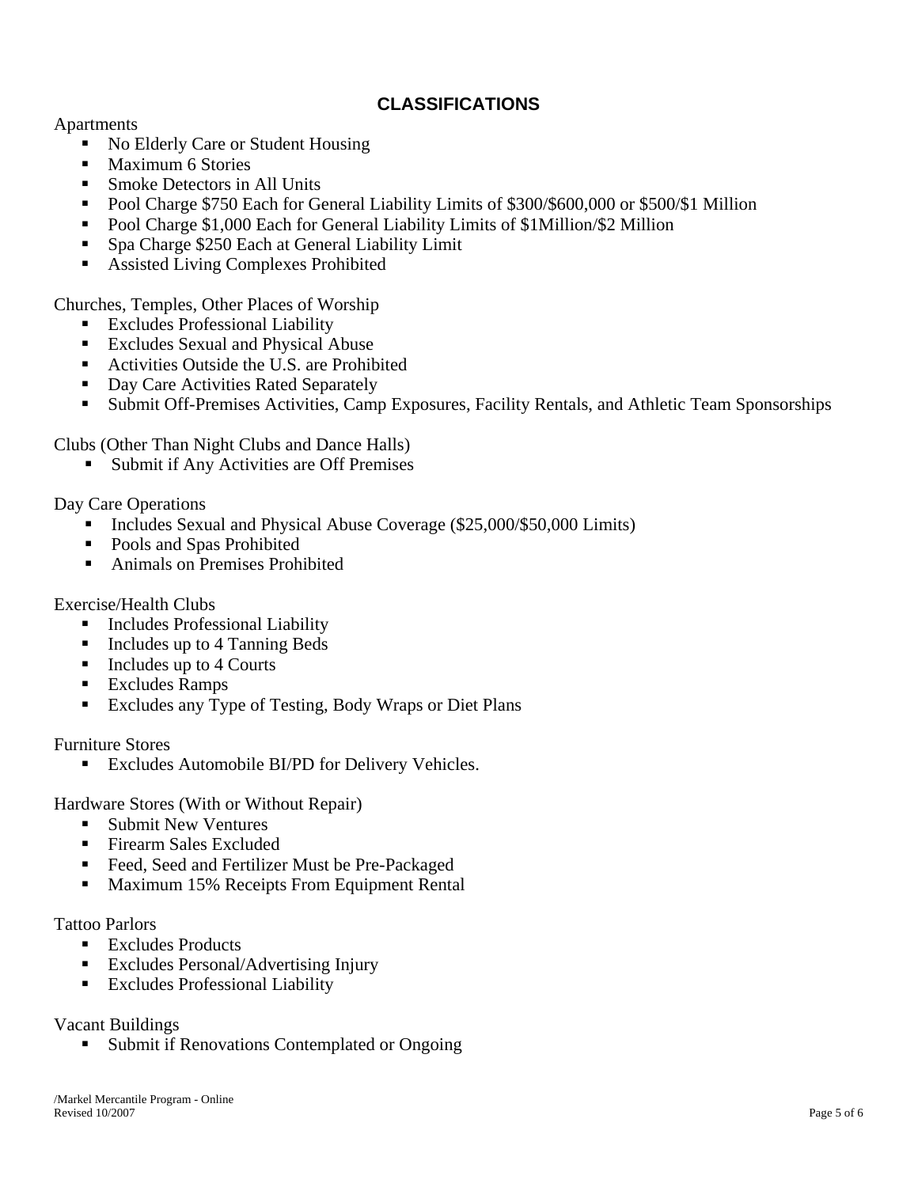## CLASSIFICATIONS

Apartments

- No Elderly Care or Student Housing
- Maximum 6 Stories
- Smoke Detectors in All Units
- Pool Charge $750 Each for General Liability Limits of $300/$600,000 or $500/$1 Million
- Pool Charge $1,000 Each for General Liability Limits of $1Million/$2 Million
- Spa Charge $250 Each at General Liability Limit
- Assisted Living Complexes Prohibited

Churches, Temples, Other Places of Worship

- Excludes Professional Liability
- Excludes Sexual and Physical Abuse
- Activities Outside the U.S. are Prohibited
- Day Care Activities Rated Separately
- Submit Off-Premises Activities, Camp Exposures, Facility Rentals, and Athletic Team Sponsorships

Clubs (Other Than Night Clubs and Dance Halls)

- Submit if Any Activities are Off Premises

Day Care Operations

- Includes Sexual and Physical Abuse Coverage ($25,000/$50,000 Limits)
- Pools and Spas Prohibited
- Animals on Premises Prohibited

Exercise/Health Clubs

- Includes Professional Liability
- Includes up to 4 Tanning Beds
- Includes up to 4 Courts
- Excludes Ramps
- Excludes any Type of Testing, Body Wraps or Diet Plans

Furniture Stores

- Excludes Automobile BI/PD for Delivery Vehicles.

Hardware Stores (With or Without Repair)

- Submit New Ventures
- Firearm Sales Excluded
- Feed, Seed and Fertilizer Must be Pre-Packaged
- Maximum 15% Receipts From Equipment Rental

Tattoo Parlors

- Excludes Products
- Excludes Personal/Advertising Injury
- Excludes Professional Liability

Vacant Buildings

- Submit if Renovations Contemplated or Ongoing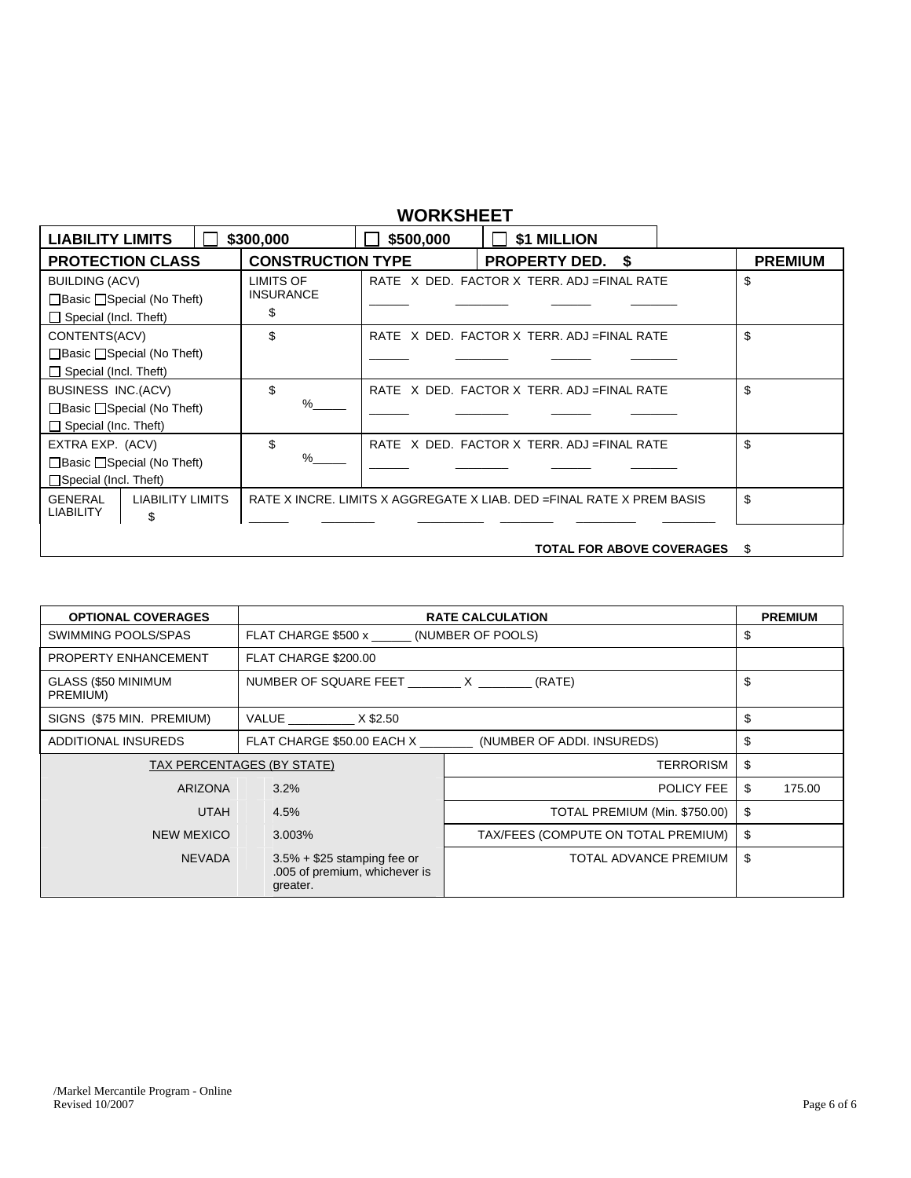# WORKSHEET

| LIABILITY LIMITS | ☐ $300,000 | ☐ $500,000 | ☐ $1 MILLION | |
|---|---|---|---|---|
| **PROTECTION CLASS** | **CONSTRUCTION TYPE** | | **PROPERTY DED. $** | **PREMIUM** |
| BUILDING (ACV)<br>☐Basic ☐Special (No Theft)<br>☐ Special (Incl. Theft) | LIMITS OF INSURANCE<br>$ | RATE X DED. FACTOR X TERR. ADJ =FINAL RATE<br>______ ________ ______ _______ | | $ |
| CONTENTS(ACV)<br>☐Basic ☐Special (No Theft)<br>☐ Special (Incl. Theft) | $ | RATE X DED. FACTOR X TERR. ADJ =FINAL RATE<br>______ ________ ______ _______ | | $ |
| BUSINESS INC.(ACV)<br>☐Basic ☐Special (No Theft)<br>☐ Special (Inc. Theft) | $<br>%_____ | RATE X DED. FACTOR X TERR. ADJ =FINAL RATE<br>______ ________ ______ _______ | | $ |
| EXTRA EXP. (ACV)<br>☐Basic ☐Special (No Theft)<br>☐Special (Incl. Theft) | $<br>%_____ | RATE X DED. FACTOR X TERR. ADJ =FINAL RATE<br>______ ________ ______ _______ | | $ |
| GENERAL LIABILITY — LIABILITY LIMITS $ | RATE X INCRE. LIMITS X AGGREGATE X LIAB. DED =FINAL RATE X PREM BASIS<br>______ ________ __________ ________ _________ ________ | | | $ |
| | | | **TOTAL FOR ABOVE COVERAGES** | $ |

| OPTIONAL COVERAGES | RATE CALCULATION | | PREMIUM |
|---|---|---|---|
| SWIMMING POOLS/SPAS | FLAT CHARGE $500 x ______ (NUMBER OF POOLS) | | $ |
| PROPERTY ENHANCEMENT | FLAT CHARGE $200.00 | | |
| GLASS ($50 MINIMUM PREMIUM) | NUMBER OF SQUARE FEET ________ X ________ (RATE) | | $ |
| SIGNS ($75 MIN. PREMIUM) | VALUE __________ X $2.50 | | $ |
| ADDITIONAL INSUREDS | FLAT CHARGE $50.00 EACH X ________ (NUMBER OF ADDI. INSUREDS) | | $ |
| TAX PERCENTAGES (BY STATE) | | TERRORISM | $ |
| ARIZONA | 3.2% | POLICY FEE | $ 175.00 |
| UTAH | 4.5% | TOTAL PREMIUM (Min. $750.00) | $ |
| NEW MEXICO | 3.003% | TAX/FEES (COMPUTE ON TOTAL PREMIUM) | $ |
| NEVADA | 3.5% + $25 stamping fee or .005 of premium, whichever is greater. | TOTAL ADVANCE PREMIUM | $ |

/Markel Mercantile Program - Online
Revised 10/2007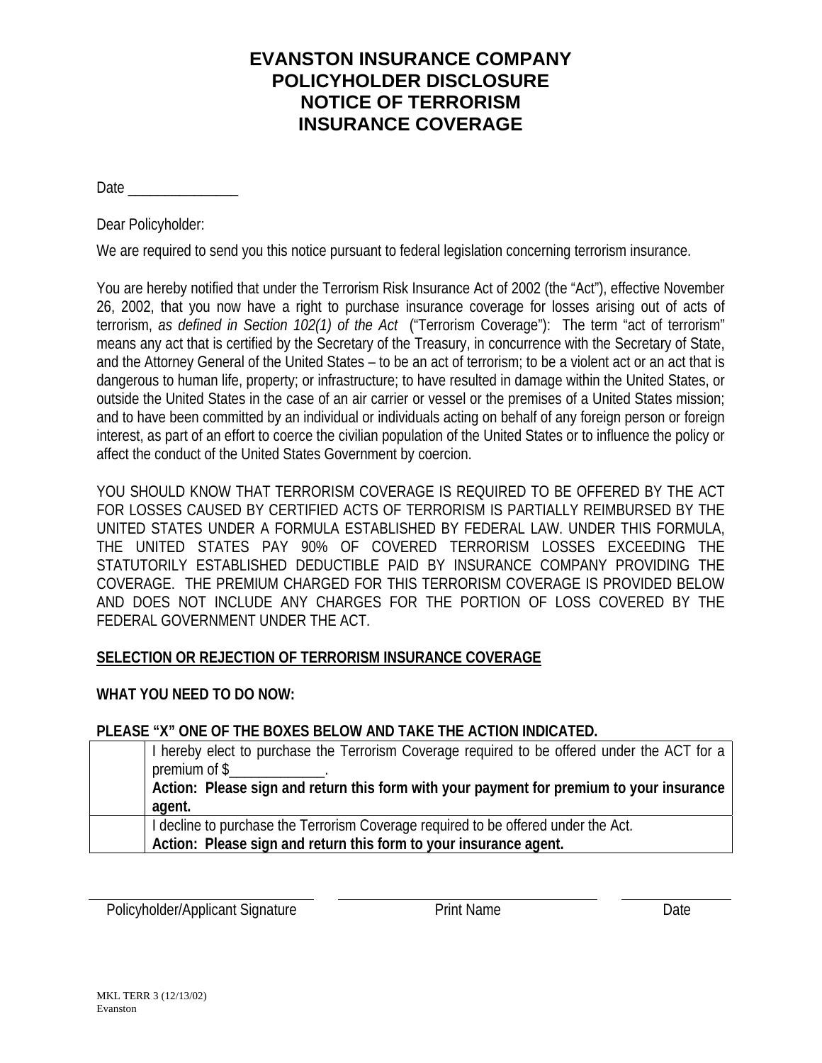# EVANSTON INSURANCE COMPANY
# POLICYHOLDER DISCLOSURE
# NOTICE OF TERRORISM
# INSURANCE COVERAGE

Date _______________

Dear Policyholder:

We are required to send you this notice pursuant to federal legislation concerning terrorism insurance.

You are hereby notified that under the Terrorism Risk Insurance Act of 2002 (the "Act"), effective November 26, 2002, that you now have a right to purchase insurance coverage for losses arising out of acts of terrorism, *as defined in Section 102(1) of the Act* ("Terrorism Coverage"): The term "act of terrorism" means any act that is certified by the Secretary of the Treasury, in concurrence with the Secretary of State, and the Attorney General of the United States – to be an act of terrorism; to be a violent act or an act that is dangerous to human life, property; or infrastructure; to have resulted in damage within the United States, or outside the United States in the case of an air carrier or vessel or the premises of a United States mission; and to have been committed by an individual or individuals acting on behalf of any foreign person or foreign interest, as part of an effort to coerce the civilian population of the United States or to influence the policy or affect the conduct of the United States Government by coercion.

YOU SHOULD KNOW THAT TERRORISM COVERAGE IS REQUIRED TO BE OFFERED BY THE ACT FOR LOSSES CAUSED BY CERTIFIED ACTS OF TERRORISM IS PARTIALLY REIMBURSED BY THE UNITED STATES UNDER A FORMULA ESTABLISHED BY FEDERAL LAW. UNDER THIS FORMULA, THE UNITED STATES PAY 90% OF COVERED TERRORISM LOSSES EXCEEDING THE STATUTORILY ESTABLISHED DEDUCTIBLE PAID BY INSURANCE COMPANY PROVIDING THE COVERAGE. THE PREMIUM CHARGED FOR THIS TERRORISM COVERAGE IS PROVIDED BELOW AND DOES NOT INCLUDE ANY CHARGES FOR THE PORTION OF LOSS COVERED BY THE FEDERAL GOVERNMENT UNDER THE ACT.

**SELECTION OR REJECTION OF TERRORISM INSURANCE COVERAGE**

**WHAT YOU NEED TO DO NOW:**

**PLEASE "X" ONE OF THE BOXES BELOW AND TAKE THE ACTION INDICATED.**

| | |
|---|---|
| | I hereby elect to purchase the Terrorism Coverage required to be offered under the ACT for a premium of $_____________. **Action: Please sign and return this form with your payment for premium to your insurance agent.** |
| | I decline to purchase the Terrorism Coverage required to be offered under the Act. **Action: Please sign and return this form to your insurance agent.** |

Policyholder/Applicant Signature ____________________ Print Name ____________________ Date ____________

MKL TERR 3 (12/13/02)
Evanston